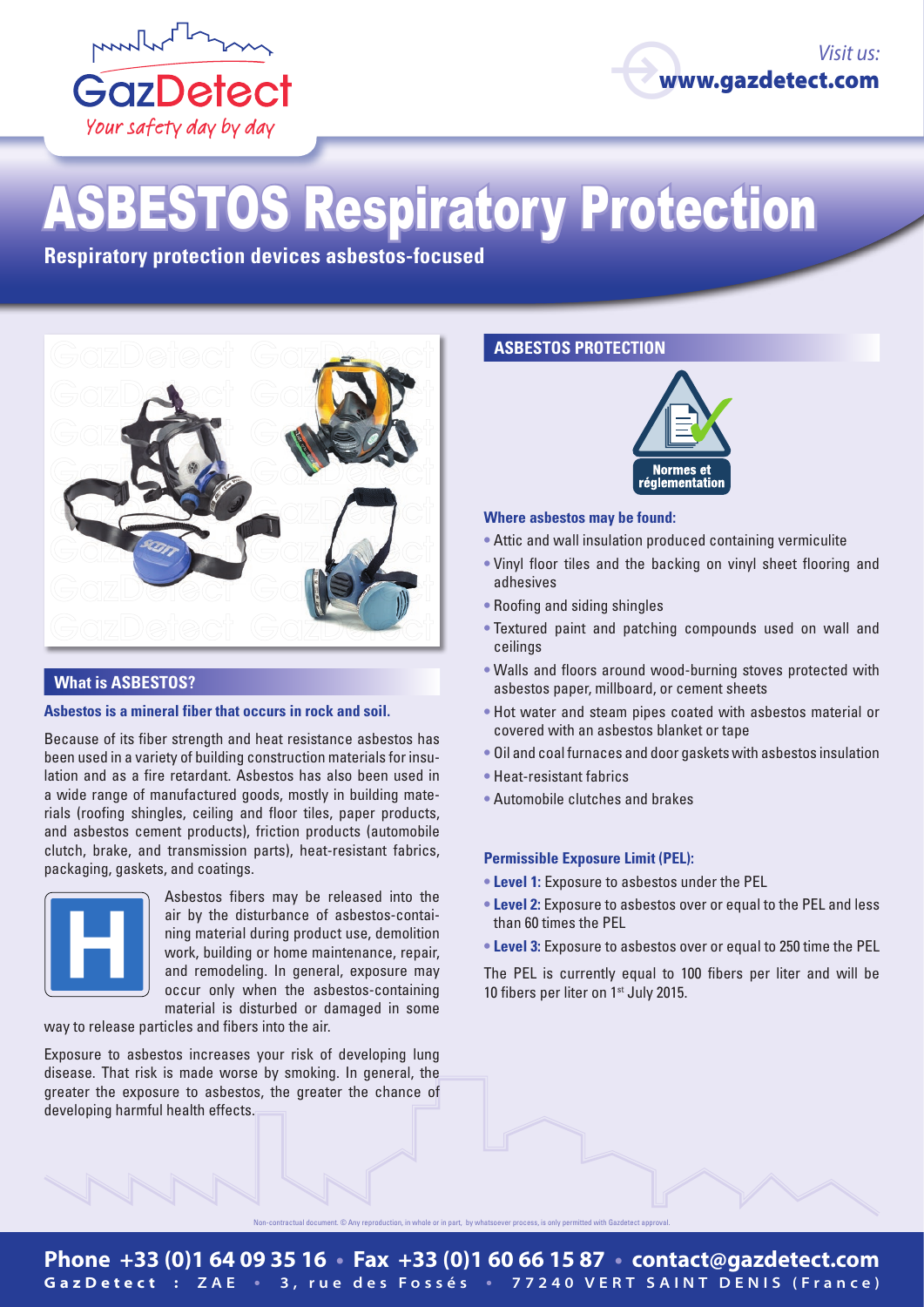GazDetect
*Your safety day by day*

Visit us: **www.gazdetect.com**

# ASBESTOS Respiratory Protection

**Respiratory protection devices asbestos-focused**

## What is ASBESTOS?

**Asbestos is a mineral fiber that occurs in rock and soil.**

Because of its fiber strength and heat resistance asbestos has been used in a variety of building construction materials for insulation and as a fire retardant. Asbestos has also been used in a wide range of manufactured goods, mostly in building materials (roofing shingles, ceiling and floor tiles, paper products, and asbestos cement products), friction products (automobile clutch, brake, and transmission parts), heat-resistant fabrics, packaging, gaskets, and coatings.

Asbestos fibers may be released into the air by the disturbance of asbestos-containing material during product use, demolition work, building or home maintenance, repair, and remodeling. In general, exposure may occur only when the asbestos-containing material is disturbed or damaged in some way to release particles and fibers into the air.

Exposure to asbestos increases your risk of developing lung disease. That risk is made worse by smoking. In general, the greater the exposure to asbestos, the greater the chance of developing harmful health effects.

## ASBESTOS PROTECTION

Normes et réglementation

**Where asbestos may be found:**

- Attic and wall insulation produced containing vermiculite
- Vinyl floor tiles and the backing on vinyl sheet flooring and adhesives
- Roofing and siding shingles
- Textured paint and patching compounds used on wall and ceilings
- Walls and floors around wood-burning stoves protected with asbestos paper, millboard, or cement sheets
- Hot water and steam pipes coated with asbestos material or covered with an asbestos blanket or tape
- Oil and coal furnaces and door gaskets with asbestos insulation
- Heat-resistant fabrics
- Automobile clutches and brakes

**Permissible Exposure Limit (PEL):**

- **Level 1:** Exposure to asbestos under the PEL
- **Level 2:** Exposure to asbestos over or equal to the PEL and less than 60 times the PEL
- **Level 3:** Exposure to asbestos over or equal to 250 time the PEL

The PEL is currently equal to 100 fibers per liter and will be 10 fibers per liter on 1st July 2015.

Non-contractual document. © Any reproduction, in whole or in part, by whatsoever process, is only permitted with Gazdetect approval.

**Phone +33 (0)1 64 09 35 16 • Fax +33 (0)1 60 66 15 87 • contact@gazdetect.com**
GazDetect : ZAE • 3, rue des Fossés • 77240 VERT SAINT DENIS (France)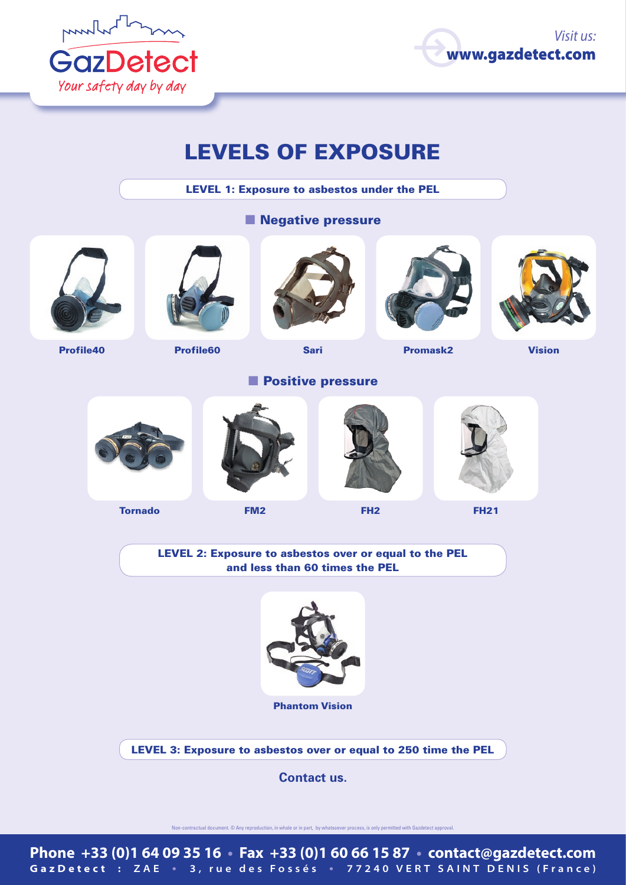GazDetect

*Your safety day by day*

*Visit us:*
**www.gazdetect.com**

# LEVELS OF EXPOSURE

## LEVEL 1: Exposure to asbestos under the PEL

### Negative pressure

**Profile40**

**Profile60**

**Sari**

**Promask2**

**Vision**

### Positive pressure

**Tornado**

**FM2**

**FH2**

**FH21**

## LEVEL 2: Exposure to asbestos over or equal to the PEL and less than 60 times the PEL

**Phantom Vision**

## LEVEL 3: Exposure to asbestos over or equal to 250 time the PEL

**Contact us.**

Non-contractual document. © Any reproduction, in whole or in part, by whatsoever process, is only permitted with Gazdetect approval.

**Phone +33 (0)1 64 09 35 16 • Fax +33 (0)1 60 66 15 87 • contact@gazdetect.com**

GazDetect : ZAE • 3, rue des Fossés • 77240 VERT SAINT DENIS (France)